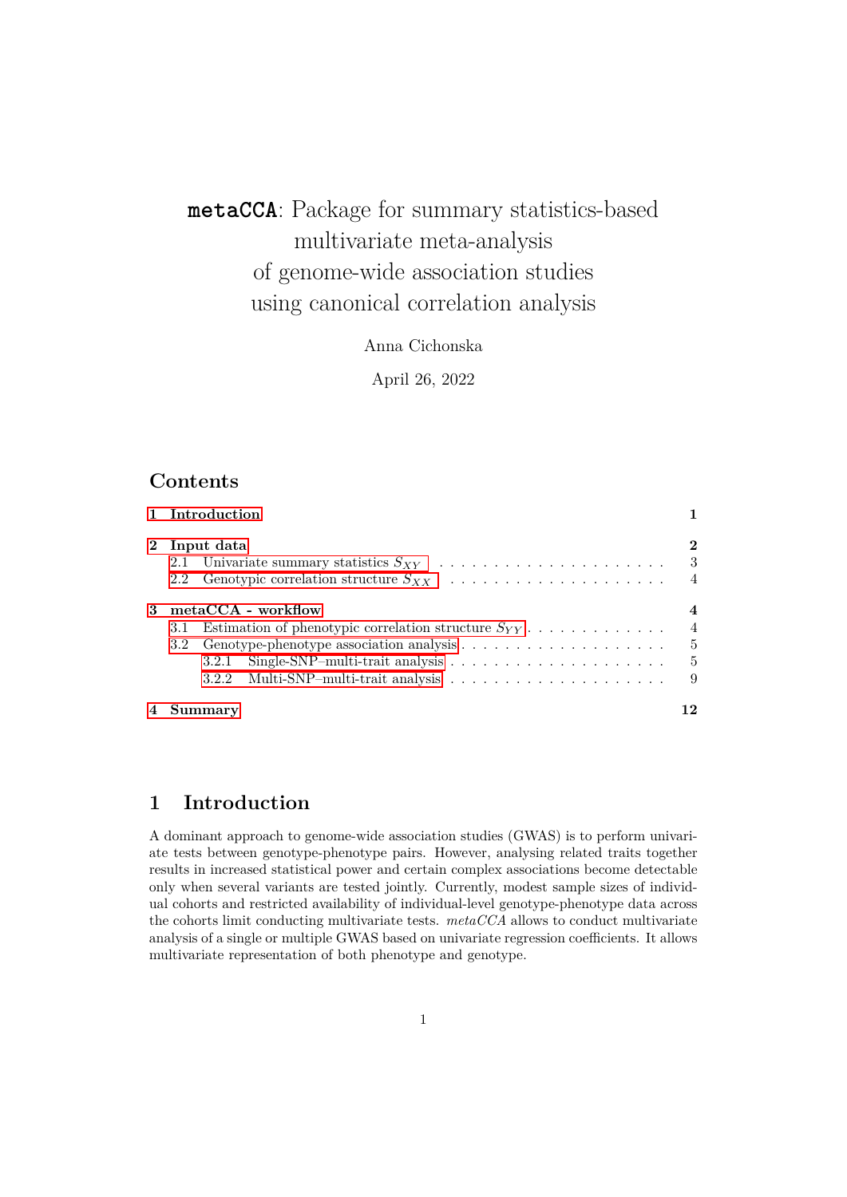# `metaCCA`: Package for summary statistics-based multivariate meta-analysis of genome-wide association studies using canonical correlation analysis

Anna Cichonska

April 26, 2022

## Contents

| | |
|---|---|
| **1 Introduction** | **1** |
| **2 Input data** | **2** |
| 2.1 Univariate summary statistics $S_{XY}$ | 3 |
| 2.2 Genotypic correlation structure $S_{XX}$ | 4 |
| **3 metaCCA - workflow** | **4** |
| 3.1 Estimation of phenotypic correlation structure $S_{YY}$ | 4 |
| 3.2 Genotype-phenotype association analysis | 5 |
| 3.2.1 Single-SNP–multi-trait analysis | 5 |
| 3.2.2 Multi-SNP–multi-trait analysis | 9 |
| **4 Summary** | **12** |

## 1 Introduction

A dominant approach to genome-wide association studies (GWAS) is to perform univariate tests between genotype-phenotype pairs. However, analysing related traits together results in increased statistical power and certain complex associations become detectable only when several variants are tested jointly. Currently, modest sample sizes of individual cohorts and restricted availability of individual-level genotype-phenotype data across the cohorts limit conducting multivariate tests. *metaCCA* allows to conduct multivariate analysis of a single or multiple GWAS based on univariate regression coefficients. It allows multivariate representation of both phenotype and genotype.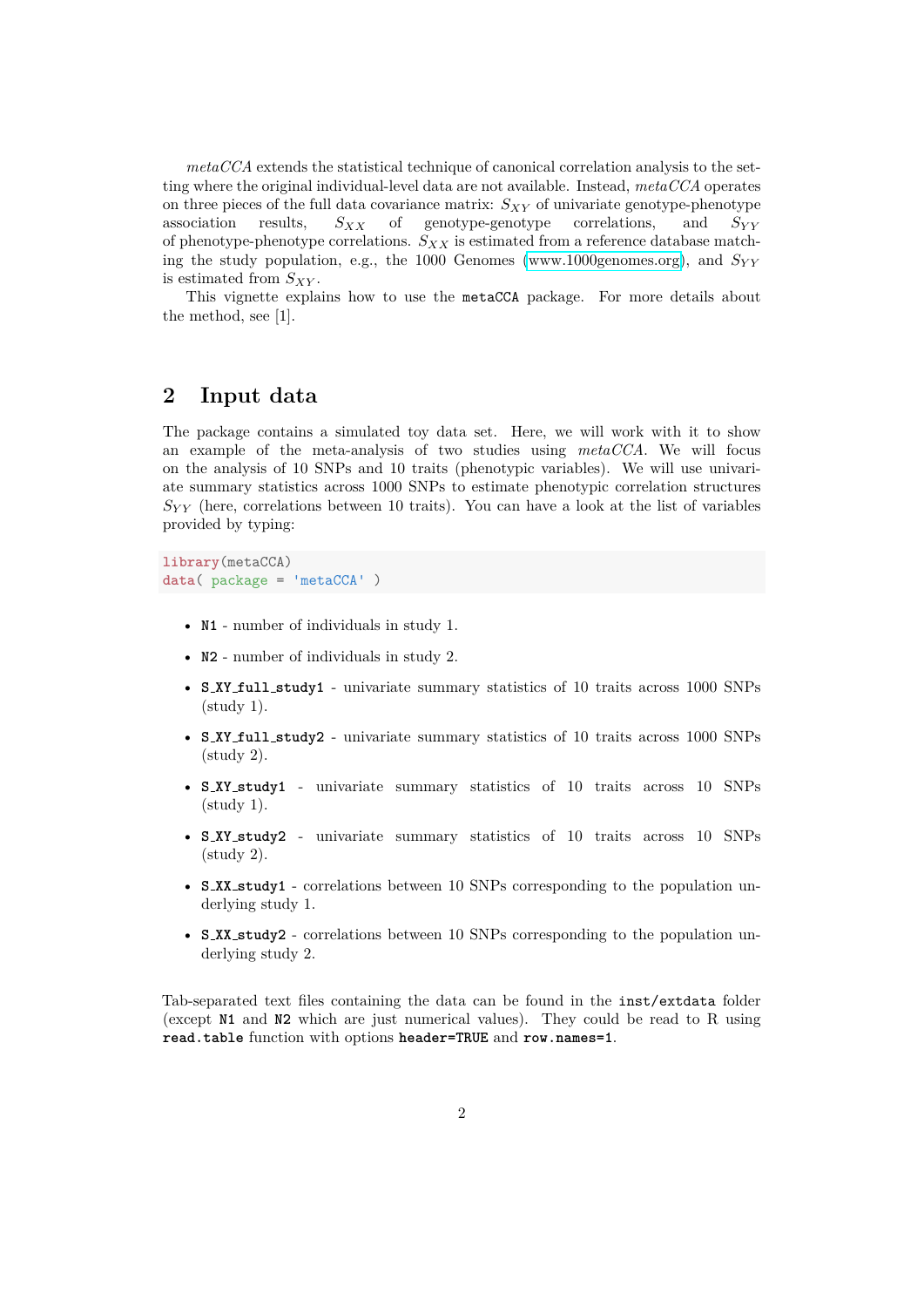*metaCCA* extends the statistical technique of canonical correlation analysis to the setting where the original individual-level data are not available. Instead, *metaCCA* operates on three pieces of the full data covariance matrix: $S_{XY}$ of univariate genotype-phenotype association results, $S_{XX}$ of genotype-genotype correlations, and $S_{YY}$ of phenotype-phenotype correlations. $S_{XX}$ is estimated from a reference database matching the study population, e.g., the 1000 Genomes (www.1000genomes.org), and $S_{YY}$ is estimated from $S_{XY}$.

This vignette explains how to use the `metaCCA` package. For more details about the method, see [1].

## 2 Input data

The package contains a simulated toy data set. Here, we will work with it to show an example of the meta-analysis of two studies using *metaCCA*. We will focus on the analysis of 10 SNPs and 10 traits (phenotypic variables). We will use univariate summary statistics across 1000 SNPs to estimate phenotypic correlation structures $S_{YY}$ (here, correlations between 10 traits). You can have a look at the list of variables provided by typing:

```
library(metaCCA)
data( package = 'metaCCA' )
```

- **N1** - number of individuals in study 1.
- **N2** - number of individuals in study 2.
- **S_XY_full_study1** - univariate summary statistics of 10 traits across 1000 SNPs (study 1).
- **S_XY_full_study2** - univariate summary statistics of 10 traits across 1000 SNPs (study 2).
- **S_XY_study1** - univariate summary statistics of 10 traits across 10 SNPs (study 1).
- **S_XY_study2** - univariate summary statistics of 10 traits across 10 SNPs (study 2).
- **S_XX_study1** - correlations between 10 SNPs corresponding to the population underlying study 1.
- **S_XX_study2** - correlations between 10 SNPs corresponding to the population underlying study 2.

Tab-separated text files containing the data can be found in the `inst/extdata` folder (except **N1** and **N2** which are just numerical values). They could be read to R using **read.table** function with options **header=TRUE** and **row.names=1**.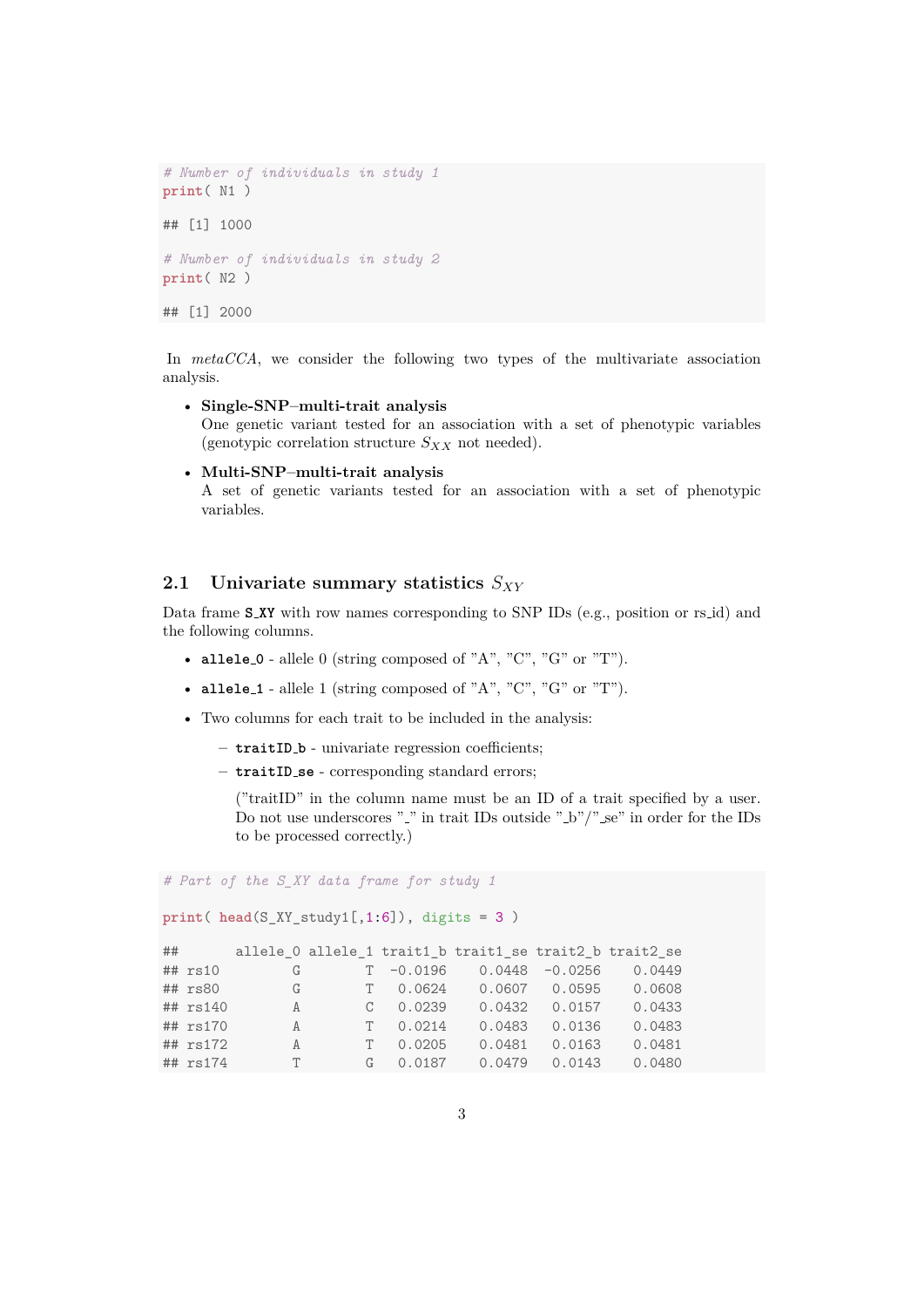```
# Number of individuals in study 1
print( N1 )

## [1] 1000

# Number of individuals in study 2
print( N2 )

## [1] 2000
```

In *metaCCA*, we consider the following two types of the multivariate association analysis.

- **Single-SNP–multi-trait analysis**
  One genetic variant tested for an association with a set of phenotypic variables (genotypic correlation structure $S_{XX}$ not needed).
- **Multi-SNP–multi-trait analysis**
  A set of genetic variants tested for an association with a set of phenotypic variables.

## 2.1 Univariate summary statistics $S_{XY}$

Data frame **S_XY** with row names corresponding to SNP IDs (e.g., position or rs_id) and the following columns.

- **allele_0** - allele 0 (string composed of "A", "C", "G" or "T").
- **allele_1** - allele 1 (string composed of "A", "C", "G" or "T").
- Two columns for each trait to be included in the analysis:
  - **traitID_b** - univariate regression coefficients;
  - **traitID_se** - corresponding standard errors;

    ("traitID" in the column name must be an ID of a trait specified by a user. Do not use underscores "_" in trait IDs outside "_b"/"_se" in order for the IDs to be processed correctly.)

```
# Part of the S_XY data frame for study 1

print( head(S_XY_study1[,1:6]), digits = 3 )

##       allele_0 allele_1 trait1_b trait1_se trait2_b trait2_se
## rs10         G        T  -0.0196    0.0448  -0.0256    0.0449
## rs80         G        T   0.0624    0.0607   0.0595    0.0608
## rs140        A        C   0.0239    0.0432   0.0157    0.0433
## rs170        A        T   0.0214    0.0483   0.0136    0.0483
## rs172        A        T   0.0205    0.0481   0.0163    0.0481
## rs174        T        G   0.0187    0.0479   0.0143    0.0480
```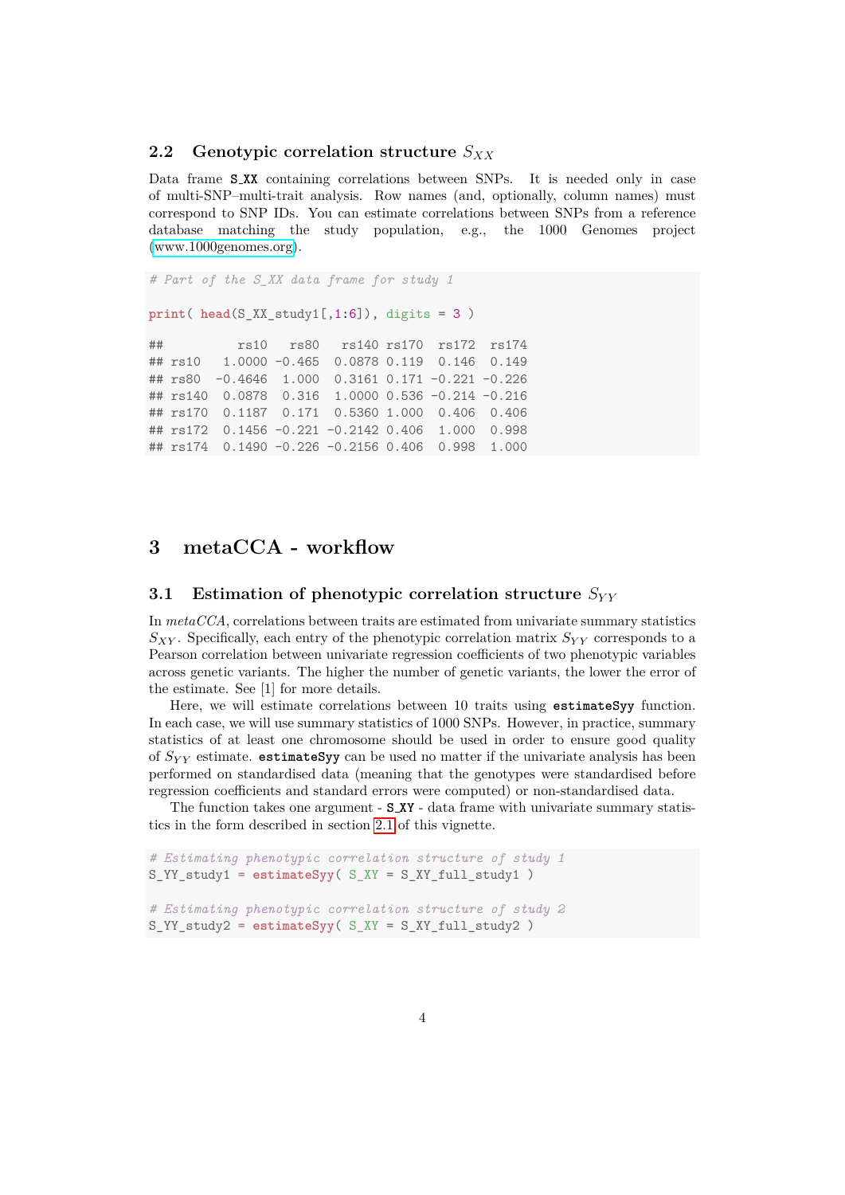### 2.2 Genotypic correlation structure $S_{XX}$

Data frame **S_XX** containing correlations between SNPs. It is needed only in case of multi-SNP–multi-trait analysis. Row names (and, optionally, column names) must correspond to SNP IDs. You can estimate correlations between SNPs from a reference database matching the study population, e.g., the 1000 Genomes project (www.1000genomes.org).

```
# Part of the S_XX data frame for study 1

print( head(S_XX_study1[,1:6]), digits = 3 )

##          rs10   rs80   rs140 rs170  rs172  rs174
## rs10   1.0000 -0.465  0.0878 0.119  0.146  0.149
## rs80  -0.4646  1.000  0.3161 0.171 -0.221 -0.226
## rs140  0.0878  0.316  1.0000 0.536 -0.214 -0.216
## rs170  0.1187  0.171  0.5360 1.000  0.406  0.406
## rs172  0.1456 -0.221 -0.2142 0.406  1.000  0.998
## rs174  0.1490 -0.226 -0.2156 0.406  0.998  1.000
```

# 3 metaCCA - workflow

## 3.1 Estimation of phenotypic correlation structure $S_{YY}$

In *metaCCA*, correlations between traits are estimated from univariate summary statistics $S_{XY}$. Specifically, each entry of the phenotypic correlation matrix $S_{YY}$ corresponds to a Pearson correlation between univariate regression coefficients of two phenotypic variables across genetic variants. The higher the number of genetic variants, the lower the error of the estimate. See [1] for more details.

Here, we will estimate correlations between 10 traits using **estimateSyy** function. In each case, we will use summary statistics of 1000 SNPs. However, in practice, summary statistics of at least one chromosome should be used in order to ensure good quality of $S_{YY}$ estimate. **estimateSyy** can be used no matter if the univariate analysis has been performed on standardised data (meaning that the genotypes were standardised before regression coefficients and standard errors were computed) or non-standardised data.

The function takes one argument - **S_XY** - data frame with univariate summary statistics in the form described in section 2.1 of this vignette.

```
# Estimating phenotypic correlation structure of study 1
S_YY_study1 = estimateSyy( S_XY = S_XY_full_study1 )

# Estimating phenotypic correlation structure of study 2
S_YY_study2 = estimateSyy( S_XY = S_XY_full_study2 )
```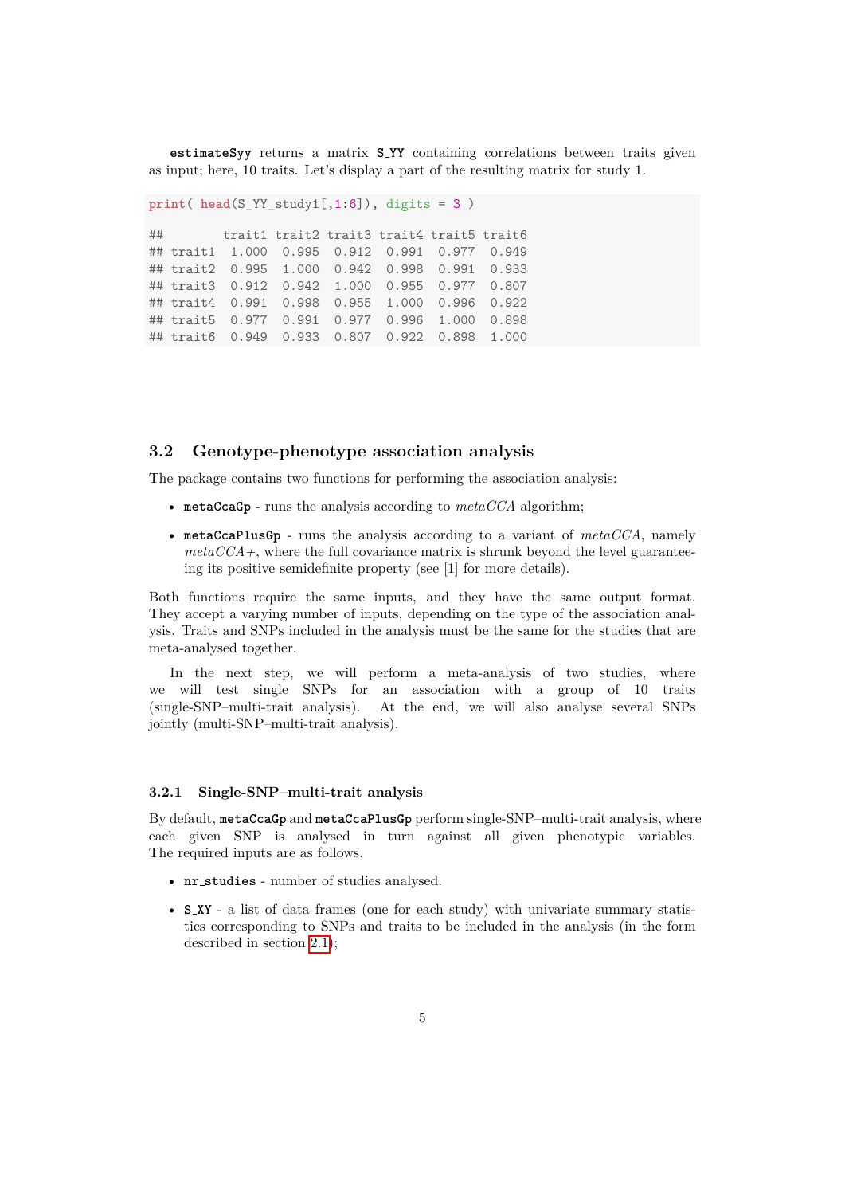**estimateSyy** returns a matrix **S_YY** containing correlations between traits given as input; here, 10 traits. Let's display a part of the resulting matrix for study 1.

```
print( head(S_YY_study1[,1:6]), digits = 3 )

##        trait1 trait2 trait3 trait4 trait5 trait6
## trait1  1.000  0.995  0.912  0.991  0.977  0.949
## trait2  0.995  1.000  0.942  0.998  0.991  0.933
## trait3  0.912  0.942  1.000  0.955  0.977  0.807
## trait4  0.991  0.998  0.955  1.000  0.996  0.922
## trait5  0.977  0.991  0.977  0.996  1.000  0.898
## trait6  0.949  0.933  0.807  0.922  0.898  1.000
```

## 3.2 Genotype-phenotype association analysis

The package contains two functions for performing the association analysis:

- **metaCcaGp** - runs the analysis according to *metaCCA* algorithm;
- **metaCcaPlusGp** - runs the analysis according to a variant of *metaCCA*, namely *metaCCA+*, where the full covariance matrix is shrunk beyond the level guaranteeing its positive semidefinite property (see [1] for more details).

Both functions require the same inputs, and they have the same output format. They accept a varying number of inputs, depending on the type of the association analysis. Traits and SNPs included in the analysis must be the same for the studies that are meta-analysed together.

In the next step, we will perform a meta-analysis of two studies, where we will test single SNPs for an association with a group of 10 traits (single-SNP–multi-trait analysis). At the end, we will also analyse several SNPs jointly (multi-SNP–multi-trait analysis).

### 3.2.1 Single-SNP–multi-trait analysis

By default, **metaCcaGp** and **metaCcaPlusGp** perform single-SNP–multi-trait analysis, where each given SNP is analysed in turn against all given phenotypic variables. The required inputs are as follows.

- **nr_studies** - number of studies analysed.
- **S_XY** - a list of data frames (one for each study) with univariate summary statistics corresponding to SNPs and traits to be included in the analysis (in the form described in section 2.1);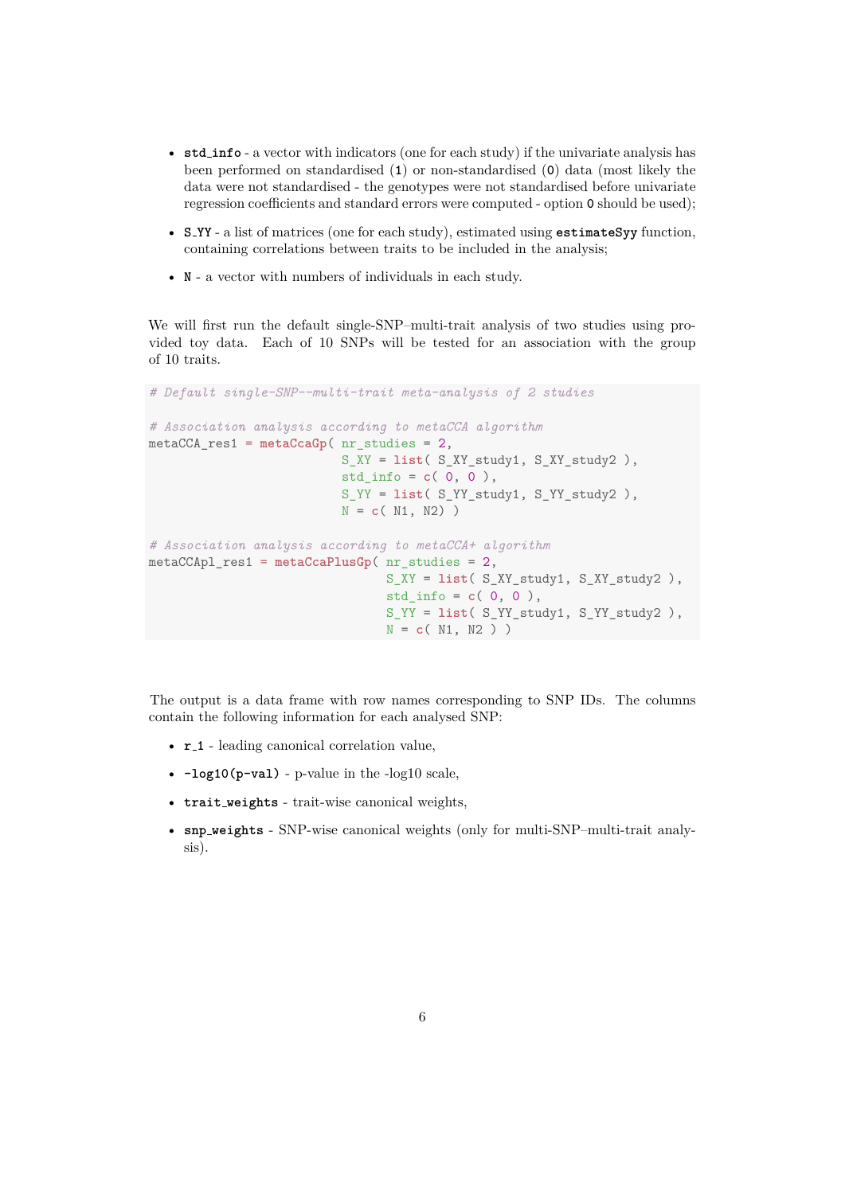- **std_info** - a vector with indicators (one for each study) if the univariate analysis has been performed on standardised (`1`) or non-standardised (`0`) data (most likely the data were not standardised - the genotypes were not standardised before univariate regression coefficients and standard errors were computed - option `0` should be used);
- **S_YY** - a list of matrices (one for each study), estimated using **estimateSyy** function, containing correlations between traits to be included in the analysis;
- **N** - a vector with numbers of individuals in each study.

We will first run the default single-SNP–multi-trait analysis of two studies using provided toy data. Each of 10 SNPs will be tested for an association with the group of 10 traits.

```
# Default single-SNP--multi-trait meta-analysis of 2 studies

# Association analysis according to metaCCA algorithm
metaCCA_res1 = metaCcaGp( nr_studies = 2,
                          S_XY = list( S_XY_study1, S_XY_study2 ),
                          std_info = c( 0, 0 ),
                          S_YY = list( S_YY_study1, S_YY_study2 ),
                          N = c( N1, N2) )

# Association analysis according to metaCCA+ algorithm
metaCCApl_res1 = metaCcaPlusGp( nr_studies = 2,
                                S_XY = list( S_XY_study1, S_XY_study2 ),
                                std_info = c( 0, 0 ),
                                S_YY = list( S_YY_study1, S_YY_study2 ),
                                N = c( N1, N2 ) )
```

The output is a data frame with row names corresponding to SNP IDs. The columns contain the following information for each analysed SNP:

- **r_1** - leading canonical correlation value,
- **-log10(p-val)** - p-value in the -log10 scale,
- **trait_weights** - trait-wise canonical weights,
- **snp_weights** - SNP-wise canonical weights (only for multi-SNP–multi-trait analysis).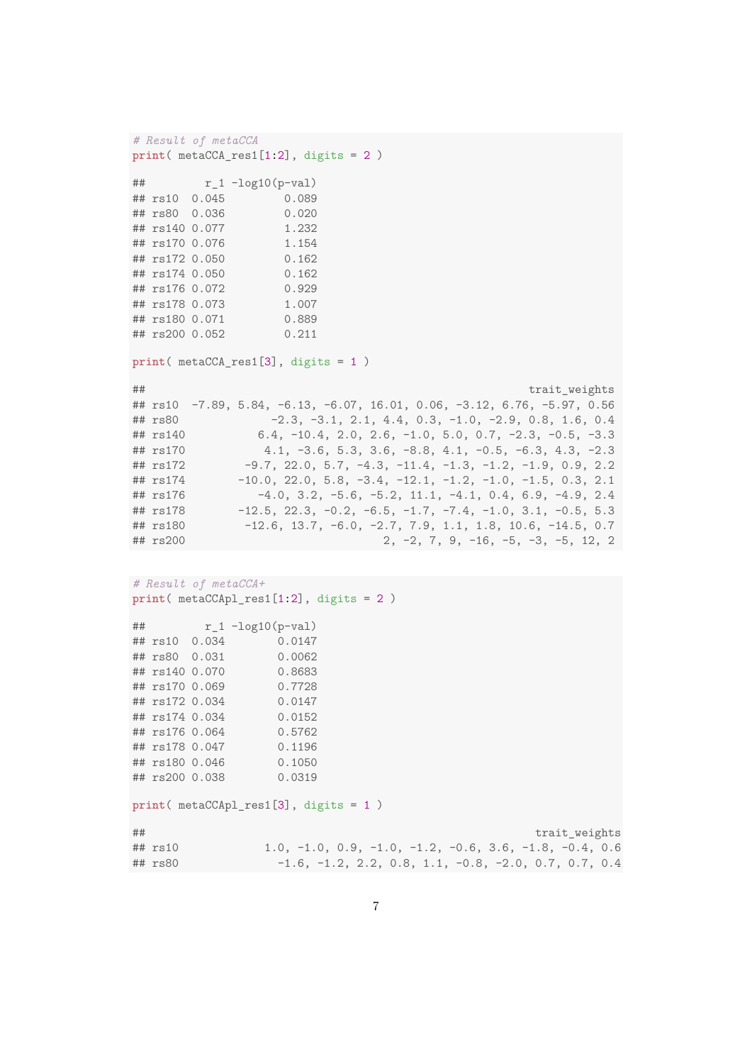```r
# Result of metaCCA
print( metaCCA_res1[1:2], digits = 2 )
```

```
##         r_1 -log10(p-val)
## rs10  0.045         0.089
## rs80  0.036         0.020
## rs140 0.077         1.232
## rs170 0.076         1.154
## rs172 0.050         0.162
## rs174 0.050         0.162
## rs176 0.072         0.929
## rs178 0.073         1.007
## rs180 0.071         0.889
## rs200 0.052         0.211
```

```r
print( metaCCA_res1[3], digits = 1 )
```

```
##                                                              trait_weights
## rs10  -7.89, 5.84, -6.13, -6.07, 16.01, 0.06, -3.12, 6.76, -5.97, 0.56
## rs80              -2.3, -3.1, 2.1, 4.4, 0.3, -1.0, -2.9, 0.8, 1.6, 0.4
## rs140           6.4, -10.4, 2.0, 2.6, -1.0, 5.0, 0.7, -2.3, -0.5, -3.3
## rs170            4.1, -3.6, 5.3, 3.6, -8.8, 4.1, -0.5, -6.3, 4.3, -2.3
## rs172         -9.7, 22.0, 5.7, -4.3, -11.4, -1.3, -1.2, -1.9, 0.9, 2.2
## rs174        -10.0, 22.0, 5.8, -3.4, -12.1, -1.2, -1.0, -1.5, 0.3, 2.1
## rs176           -4.0, 3.2, -5.6, -5.2, 11.1, -4.1, 0.4, 6.9, -4.9, 2.4
## rs178        -12.5, 22.3, -0.2, -6.5, -1.7, -7.4, -1.0, 3.1, -0.5, 5.3
## rs180         -12.6, 13.7, -6.0, -2.7, 7.9, 1.1, 1.8, 10.6, -14.5, 0.7
## rs200                            2, -2, 7, 9, -16, -5, -3, -5, 12, 2
```

```r
# Result of metaCCA+
print( metaCCApl_res1[1:2], digits = 2 )
```

```
##         r_1 -log10(p-val)
## rs10  0.034        0.0147
## rs80  0.031        0.0062
## rs140 0.070        0.8683
## rs170 0.069        0.7728
## rs172 0.034        0.0147
## rs174 0.034        0.0152
## rs176 0.064        0.5762
## rs178 0.047        0.1196
## rs180 0.046        0.1050
## rs200 0.038        0.0319
```

```r
print( metaCCApl_res1[3], digits = 1 )
```

```
##                                                              trait_weights
## rs10             1.0, -1.0, 0.9, -1.0, -1.2, -0.6, 3.6, -1.8, -0.4, 0.6
## rs80              -1.6, -1.2, 2.2, 0.8, 1.1, -0.8, -2.0, 0.7, 0.7, 0.4
```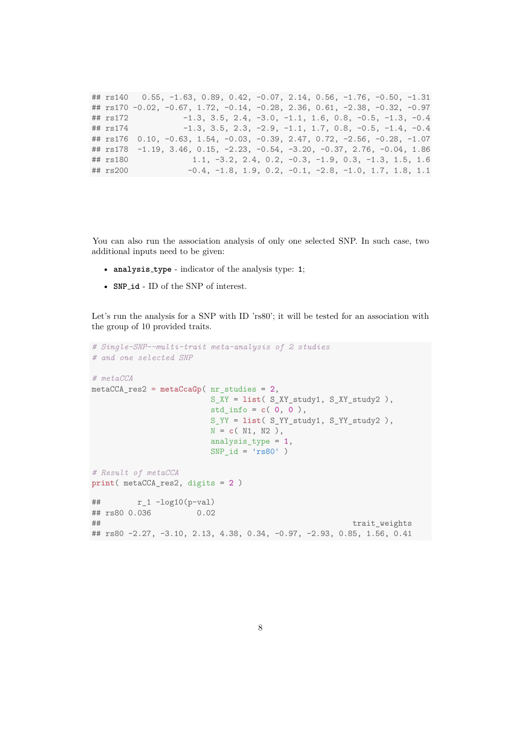```
## rs140   0.55, -1.63, 0.89, 0.42, -0.07, 2.14, 0.56, -1.76, -0.50, -1.31
## rs170 -0.02, -0.67, 1.72, -0.14, -0.28, 2.36, 0.61, -2.38, -0.32, -0.97
## rs172           -1.3, 3.5, 2.4, -3.0, -1.1, 1.6, 0.8, -0.5, -1.3, -0.4
## rs174           -1.3, 3.5, 2.3, -2.9, -1.1, 1.7, 0.8, -0.5, -1.4, -0.4
## rs176  0.10, -0.63, 1.54, -0.03, -0.39, 2.47, 0.72, -2.56, -0.28, -1.07
## rs178  -1.19, 3.46, 0.15, -2.23, -0.54, -3.20, -0.37, 2.76, -0.04, 1.86
## rs180             1.1, -3.2, 2.4, 0.2, -0.3, -1.9, 0.3, -1.3, 1.5, 1.6
## rs200            -0.4, -1.8, 1.9, 0.2, -0.1, -2.8, -1.0, 1.7, 1.8, 1.1
```

You can also run the association analysis of only one selected SNP. In such case, two additional inputs need to be given:

- **analysis_type** - indicator of the analysis type: **1**;
- **SNP_id** - ID of the SNP of interest.

Let's run the analysis for a SNP with ID 'rs80'; it will be tested for an association with the group of 10 provided traits.

```
# Single-SNP--multi-trait meta-analysis of 2 studies
# and one selected SNP

# metaCCA
metaCCA_res2 = metaCcaGp( nr_studies = 2,
                          S_XY = list( S_XY_study1, S_XY_study2 ),
                          std_info = c( 0, 0 ),
                          S_YY = list( S_YY_study1, S_YY_study2 ),
                          N = c( N1, N2 ),
                          analysis_type = 1,
                          SNP_id = 'rs80' )

# Result of metaCCA
print( metaCCA_res2, digits = 2 )

##        r_1 -log10(p-val)
## rs80 0.036          0.02
##                                                        trait_weights
## rs80 -2.27, -3.10, 2.13, 4.38, 0.34, -0.97, -2.93, 0.85, 1.56, 0.41
```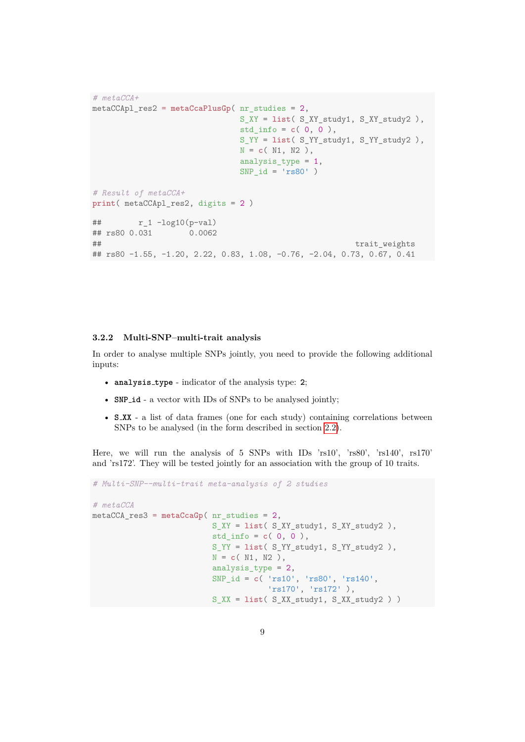```
# metaCCA+
metaCCApl_res2 = metaCcaPlusGp( nr_studies = 2,
                                S_XY = list( S_XY_study1, S_XY_study2 ),
                                std_info = c( 0, 0 ),
                                S_YY = list( S_YY_study1, S_YY_study2 ),
                                N = c( N1, N2 ),
                                analysis_type = 1,
                                SNP_id = 'rs80' )

# Result of metaCCA+
print( metaCCApl_res2, digits = 2 )

##        r_1 -log10(p-val)
## rs80 0.031        0.0062
##                                                     trait_weights
## rs80 -1.55, -1.20, 2.22, 0.83, 1.08, -0.76, -2.04, 0.73, 0.67, 0.41
```

### 3.2.2 Multi-SNP–multi-trait analysis

In order to analyse multiple SNPs jointly, you need to provide the following additional inputs:

- **analysis_type** - indicator of the analysis type: **2**;
- **SNP_id** - a vector with IDs of SNPs to be analysed jointly;
- **S_XX** - a list of data frames (one for each study) containing correlations between SNPs to be analysed (in the form described in section 2.2).

Here, we will run the analysis of 5 SNPs with IDs 'rs10', 'rs80', 'rs140', rs170' and 'rs172'. They will be tested jointly for an association with the group of 10 traits.

```
# Multi-SNP--multi-trait meta-analysis of 2 studies

# metaCCA
metaCCA_res3 = metaCcaGp( nr_studies = 2,
                          S_XY = list( S_XY_study1, S_XY_study2 ),
                          std_info = c( 0, 0 ),
                          S_YY = list( S_YY_study1, S_YY_study2 ),
                          N = c( N1, N2 ),
                          analysis_type = 2,
                          SNP_id = c( 'rs10', 'rs80', 'rs140',
                                      'rs170', 'rs172' ),
                          S_XX = list( S_XX_study1, S_XX_study2 ) )
```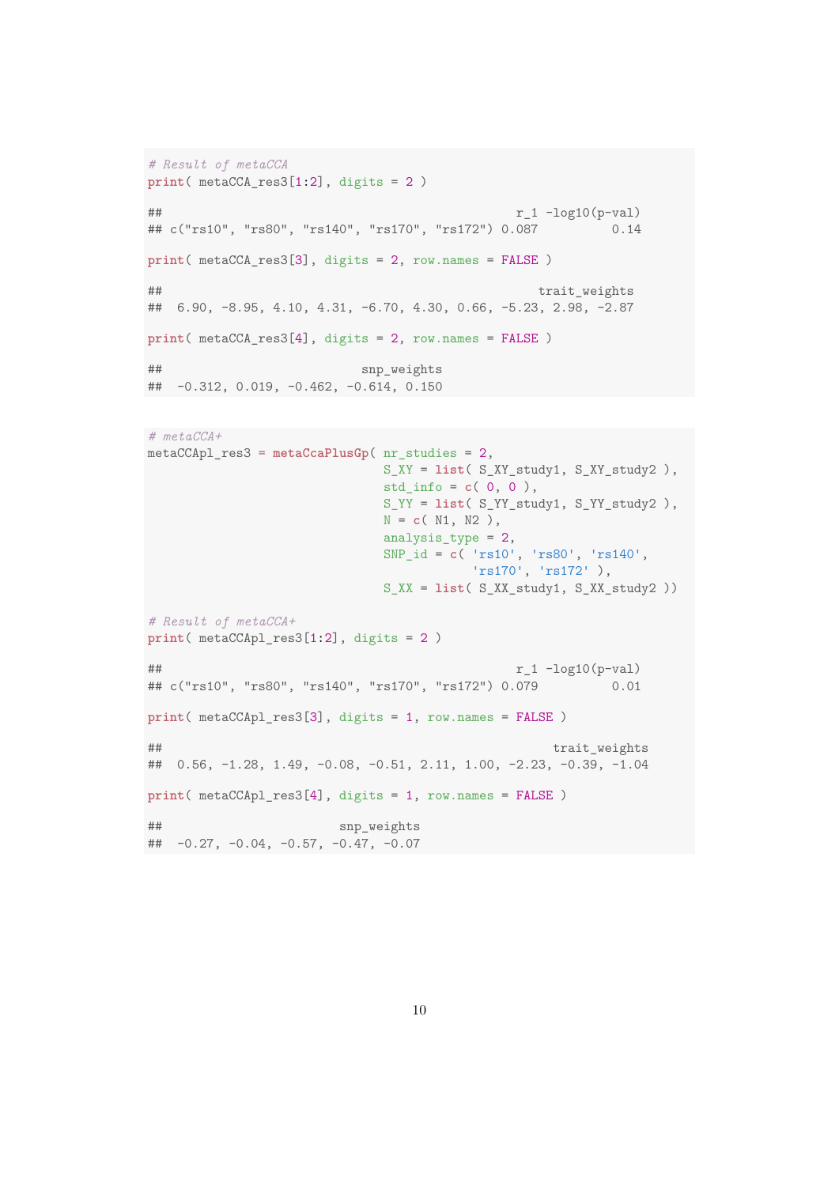```r
# Result of metaCCA
print( metaCCA_res3[1:2], digits = 2 )

##                                               r_1 -log10(p-val)
## c("rs10", "rs80", "rs140", "rs170", "rs172") 0.087          0.14

print( metaCCA_res3[3], digits = 2, row.names = FALSE )

##                                                   trait_weights
##  6.90, -8.95, 4.10, 4.31, -6.70, 4.30, 0.66, -5.23, 2.98, -2.87

print( metaCCA_res3[4], digits = 2, row.names = FALSE )

##                           snp_weights
##  -0.312, 0.019, -0.462, -0.614, 0.150
```

```r
# metaCCA+
metaCCApl_res3 = metaCcaPlusGp( nr_studies = 2,
                                S_XY = list( S_XY_study1, S_XY_study2 ),
                                std_info = c( 0, 0 ),
                                S_YY = list( S_YY_study1, S_YY_study2 ),
                                N = c( N1, N2 ),
                                analysis_type = 2,
                                SNP_id = c( 'rs10', 'rs80', 'rs140',
                                            'rs170', 'rs172' ),
                                S_XX = list( S_XX_study1, S_XX_study2 ))

# Result of metaCCA+
print( metaCCApl_res3[1:2], digits = 2 )

##                                               r_1 -log10(p-val)
## c("rs10", "rs80", "rs140", "rs170", "rs172") 0.079          0.01

print( metaCCApl_res3[3], digits = 1, row.names = FALSE )

##                                                     trait_weights
##  0.56, -1.28, 1.49, -0.08, -0.51, 2.11, 1.00, -2.23, -0.39, -1.04

print( metaCCApl_res3[4], digits = 1, row.names = FALSE )

##                        snp_weights
##  -0.27, -0.04, -0.57, -0.47, -0.07
```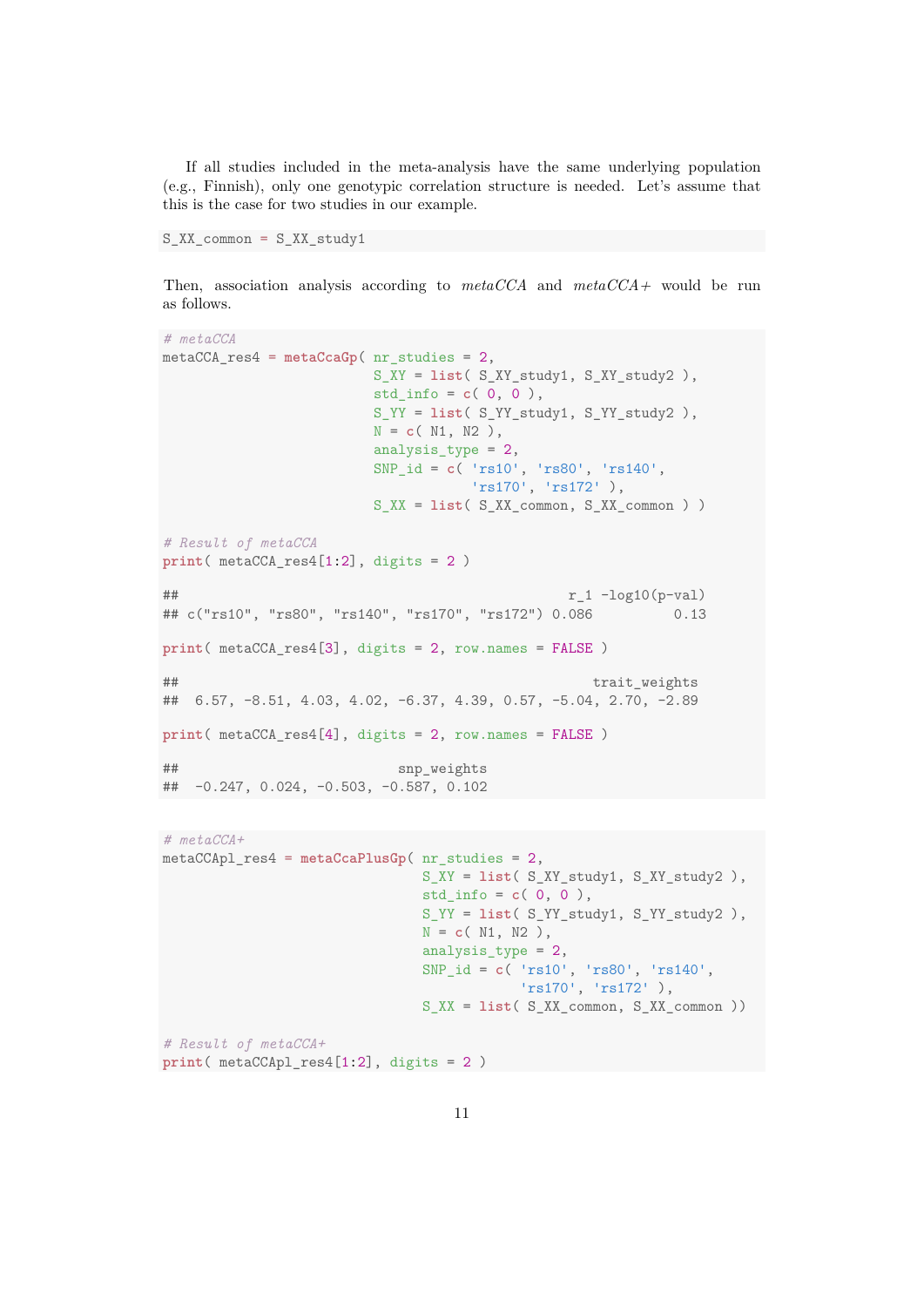If all studies included in the meta-analysis have the same underlying population (e.g., Finnish), only one genotypic correlation structure is needed. Let's assume that this is the case for two studies in our example.

```
S_XX_common = S_XX_study1
```

Then, association analysis according to *metaCCA* and *metaCCA+* would be run as follows.

```
# metaCCA
metaCCA_res4 = metaCcaGp( nr_studies = 2,
                          S_XY = list( S_XY_study1, S_XY_study2 ),
                          std_info = c( 0, 0 ),
                          S_YY = list( S_YY_study1, S_YY_study2 ),
                          N = c( N1, N2 ),
                          analysis_type = 2,
                          SNP_id = c( 'rs10', 'rs80', 'rs140',
                                      'rs170', 'rs172' ),
                          S_XX = list( S_XX_common, S_XX_common ) )

# Result of metaCCA
print( metaCCA_res4[1:2], digits = 2 )

##                                              r_1 -log10(p-val)
## c("rs10", "rs80", "rs140", "rs170", "rs172") 0.086          0.13

print( metaCCA_res4[3], digits = 2, row.names = FALSE )

##                                                   trait_weights
##  6.57, -8.51, 4.03, 4.02, -6.37, 4.39, 0.57, -5.04, 2.70, -2.89

print( metaCCA_res4[4], digits = 2, row.names = FALSE )

##                          snp_weights
##  -0.247, 0.024, -0.503, -0.587, 0.102
```

```
# metaCCA+
metaCCApl_res4 = metaCcaPlusGp( nr_studies = 2,
                                S_XY = list( S_XY_study1, S_XY_study2 ),
                                std_info = c( 0, 0 ),
                                S_YY = list( S_YY_study1, S_YY_study2 ),
                                N = c( N1, N2 ),
                                analysis_type = 2,
                                SNP_id = c( 'rs10', 'rs80', 'rs140',
                                            'rs170', 'rs172' ),
                                S_XX = list( S_XX_common, S_XX_common ))

# Result of metaCCA+
print( metaCCApl_res4[1:2], digits = 2 )
```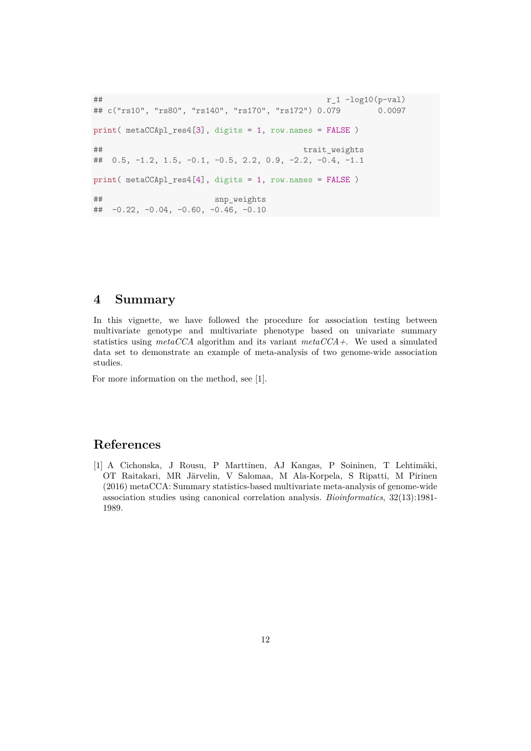```
##                                              r_1 -log10(p-val)
## c("rs10", "rs80", "rs140", "rs170", "rs172") 0.079        0.0097

print( metaCCApl_res4[3], digits = 1, row.names = FALSE )

##                                         trait_weights
##  0.5, -1.2, 1.5, -0.1, -0.5, 2.2, 0.9, -2.2, -0.4, -1.1

print( metaCCApl_res4[4], digits = 1, row.names = FALSE )

##                       snp_weights
##  -0.22, -0.04, -0.60, -0.46, -0.10
```

# 4 Summary

In this vignette, we have followed the procedure for association testing between multivariate genotype and multivariate phenotype based on univariate summary statistics using *metaCCA* algorithm and its variant *metaCCA+*. We used a simulated data set to demonstrate an example of meta-analysis of two genome-wide association studies.

For more information on the method, see [1].

# References

[1] A Cichonska, J Rousu, P Marttinen, AJ Kangas, P Soininen, T Lehtimäki, OT Raitakari, MR Järvelin, V Salomaa, M Ala-Korpela, S Ripatti, M Pirinen (2016) metaCCA: Summary statistics-based multivariate meta-analysis of genome-wide association studies using canonical correlation analysis. *Bioinformatics*, 32(13):1981-1989.